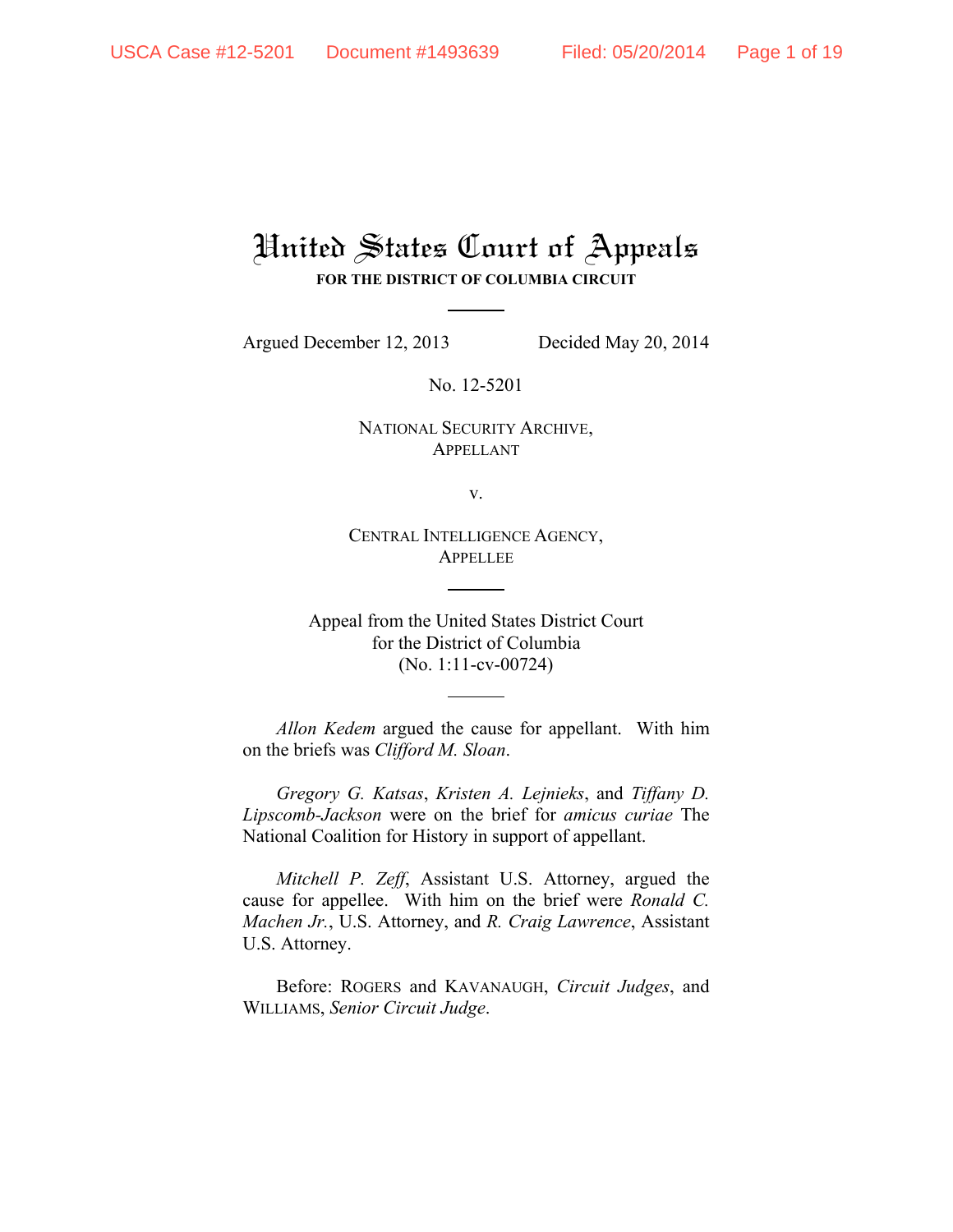# United States Court of Appeals

**FOR THE DISTRICT OF COLUMBIA CIRCUIT**

Argued December 12, 2013 — Decided May 20, 2014

No. 12-5201

NATIONAL SECURITY ARCHIVE,
APPELLANT

v.

CENTRAL INTELLIGENCE AGENCY,
APPELLEE

Appeal from the United States District Court
for the District of Columbia
(No. 1:11-cv-00724)

*Allon Kedem* argued the cause for appellant. With him on the briefs was *Clifford M. Sloan*.

*Gregory G. Katsas*, *Kristen A. Lejnieks*, and *Tiffany D. Lipscomb-Jackson* were on the brief for *amicus curiae* The National Coalition for History in support of appellant.

*Mitchell P. Zeff*, Assistant U.S. Attorney, argued the cause for appellee. With him on the brief were *Ronald C. Machen Jr.*, U.S. Attorney, and *R. Craig Lawrence*, Assistant U.S. Attorney.

Before: ROGERS and KAVANAUGH, *Circuit Judges*, and WILLIAMS, *Senior Circuit Judge*.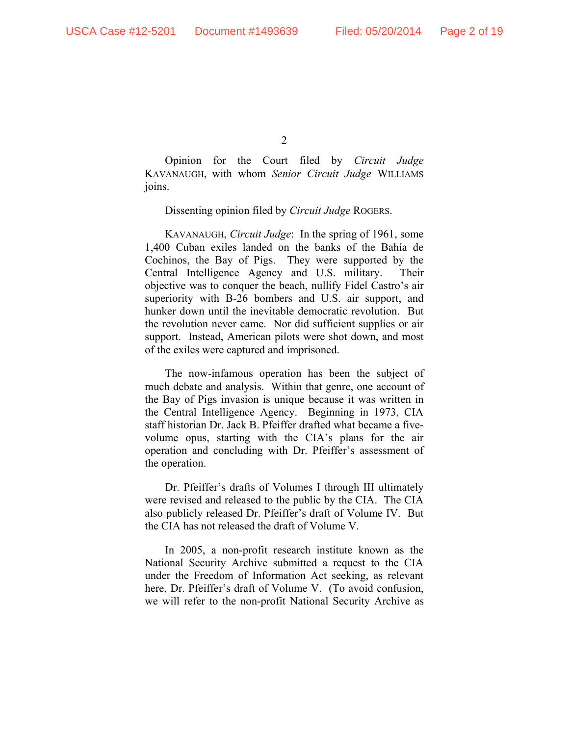Opinion for the Court filed by *Circuit Judge* KAVANAUGH, with whom *Senior Circuit Judge* WILLIAMS joins.

Dissenting opinion filed by *Circuit Judge* ROGERS.

KAVANAUGH, *Circuit Judge*: In the spring of 1961, some 1,400 Cuban exiles landed on the banks of the Bahía de Cochinos, the Bay of Pigs. They were supported by the Central Intelligence Agency and U.S. military. Their objective was to conquer the beach, nullify Fidel Castro's air superiority with B-26 bombers and U.S. air support, and hunker down until the inevitable democratic revolution. But the revolution never came. Nor did sufficient supplies or air support. Instead, American pilots were shot down, and most of the exiles were captured and imprisoned.

The now-infamous operation has been the subject of much debate and analysis. Within that genre, one account of the Bay of Pigs invasion is unique because it was written in the Central Intelligence Agency. Beginning in 1973, CIA staff historian Dr. Jack B. Pfeiffer drafted what became a five-volume opus, starting with the CIA's plans for the air operation and concluding with Dr. Pfeiffer's assessment of the operation.

Dr. Pfeiffer's drafts of Volumes I through III ultimately were revised and released to the public by the CIA. The CIA also publicly released Dr. Pfeiffer's draft of Volume IV. But the CIA has not released the draft of Volume V.

In 2005, a non-profit research institute known as the National Security Archive submitted a request to the CIA under the Freedom of Information Act seeking, as relevant here, Dr. Pfeiffer's draft of Volume V. (To avoid confusion, we will refer to the non-profit National Security Archive as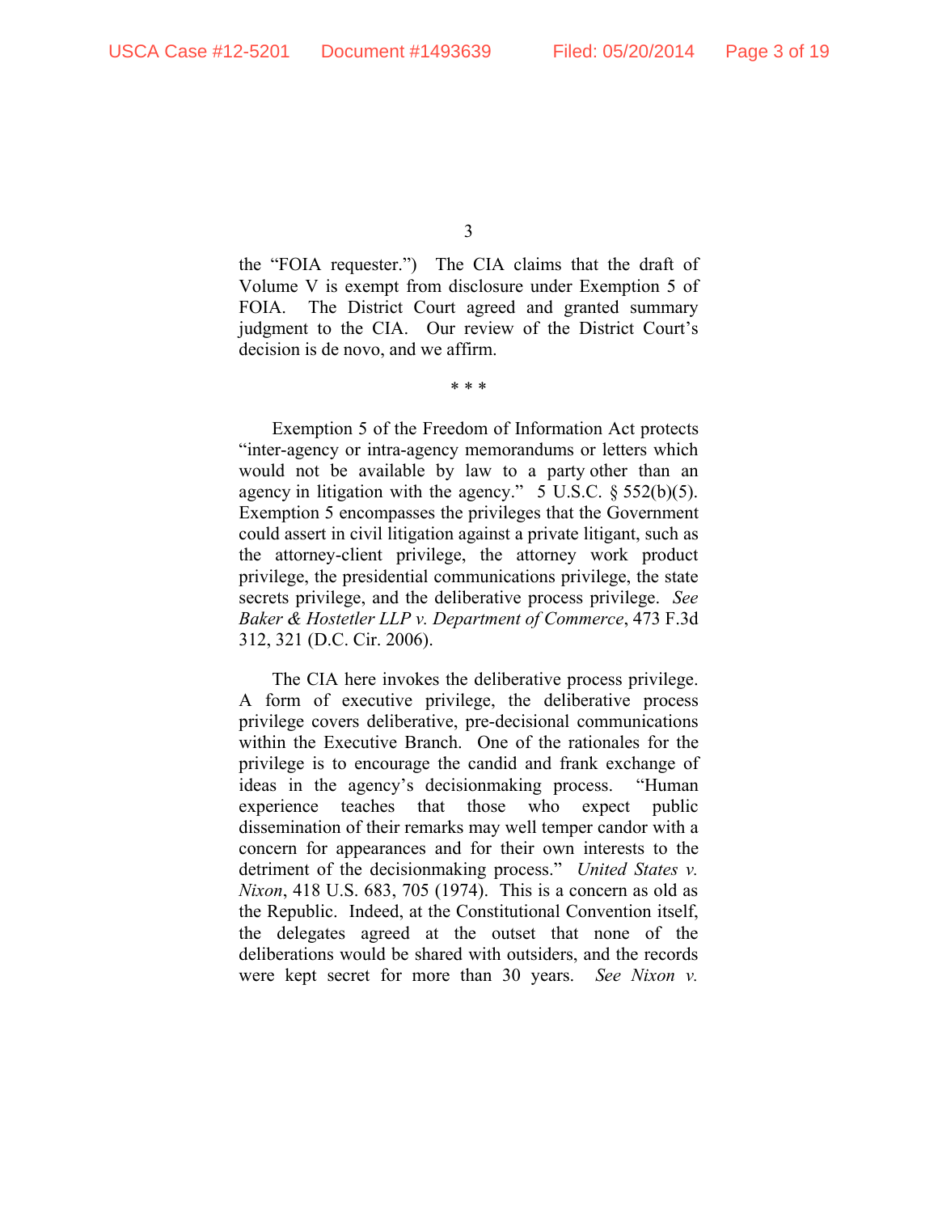the "FOIA requester.") The CIA claims that the draft of Volume V is exempt from disclosure under Exemption 5 of FOIA. The District Court agreed and granted summary judgment to the CIA. Our review of the District Court's decision is de novo, and we affirm.

\* \* \*

Exemption 5 of the Freedom of Information Act protects "inter-agency or intra-agency memorandums or letters which would not be available by law to a party other than an agency in litigation with the agency." 5 U.S.C. § 552(b)(5). Exemption 5 encompasses the privileges that the Government could assert in civil litigation against a private litigant, such as the attorney-client privilege, the attorney work product privilege, the presidential communications privilege, the state secrets privilege, and the deliberative process privilege. *See Baker & Hostetler LLP v. Department of Commerce*, 473 F.3d 312, 321 (D.C. Cir. 2006).

The CIA here invokes the deliberative process privilege. A form of executive privilege, the deliberative process privilege covers deliberative, pre-decisional communications within the Executive Branch. One of the rationales for the privilege is to encourage the candid and frank exchange of ideas in the agency's decisionmaking process. "Human experience teaches that those who expect public dissemination of their remarks may well temper candor with a concern for appearances and for their own interests to the detriment of the decisionmaking process." *United States v. Nixon*, 418 U.S. 683, 705 (1974). This is a concern as old as the Republic. Indeed, at the Constitutional Convention itself, the delegates agreed at the outset that none of the deliberations would be shared with outsiders, and the records were kept secret for more than 30 years. *See Nixon v.*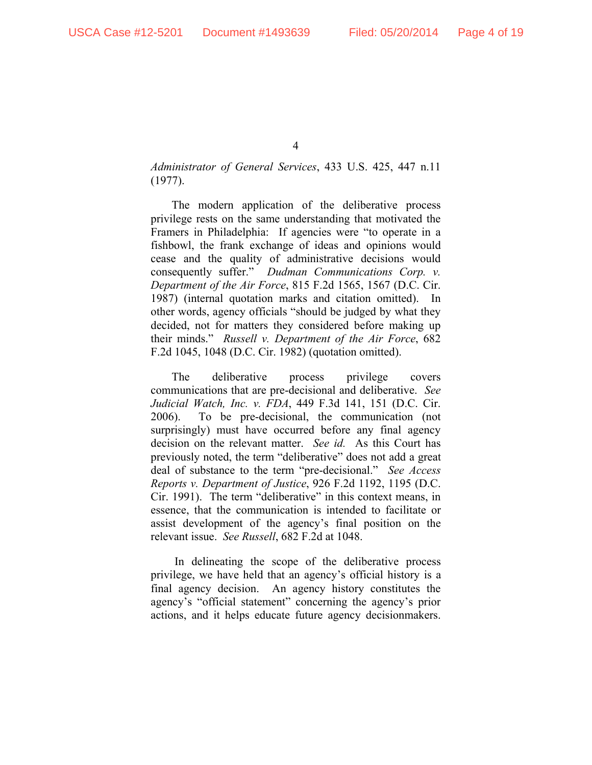*Administrator of General Services*, 433 U.S. 425, 447 n.11 (1977).

The modern application of the deliberative process privilege rests on the same understanding that motivated the Framers in Philadelphia: If agencies were "to operate in a fishbowl, the frank exchange of ideas and opinions would cease and the quality of administrative decisions would consequently suffer." *Dudman Communications Corp. v. Department of the Air Force*, 815 F.2d 1565, 1567 (D.C. Cir. 1987) (internal quotation marks and citation omitted). In other words, agency officials "should be judged by what they decided, not for matters they considered before making up their minds." *Russell v. Department of the Air Force*, 682 F.2d 1045, 1048 (D.C. Cir. 1982) (quotation omitted).

The deliberative process privilege covers communications that are pre-decisional and deliberative. *See Judicial Watch, Inc. v. FDA*, 449 F.3d 141, 151 (D.C. Cir. 2006). To be pre-decisional, the communication (not surprisingly) must have occurred before any final agency decision on the relevant matter. *See id.* As this Court has previously noted, the term "deliberative" does not add a great deal of substance to the term "pre-decisional." *See Access Reports v. Department of Justice*, 926 F.2d 1192, 1195 (D.C. Cir. 1991). The term "deliberative" in this context means, in essence, that the communication is intended to facilitate or assist development of the agency's final position on the relevant issue. *See Russell*, 682 F.2d at 1048.

In delineating the scope of the deliberative process privilege, we have held that an agency's official history is a final agency decision. An agency history constitutes the agency's "official statement" concerning the agency's prior actions, and it helps educate future agency decisionmakers.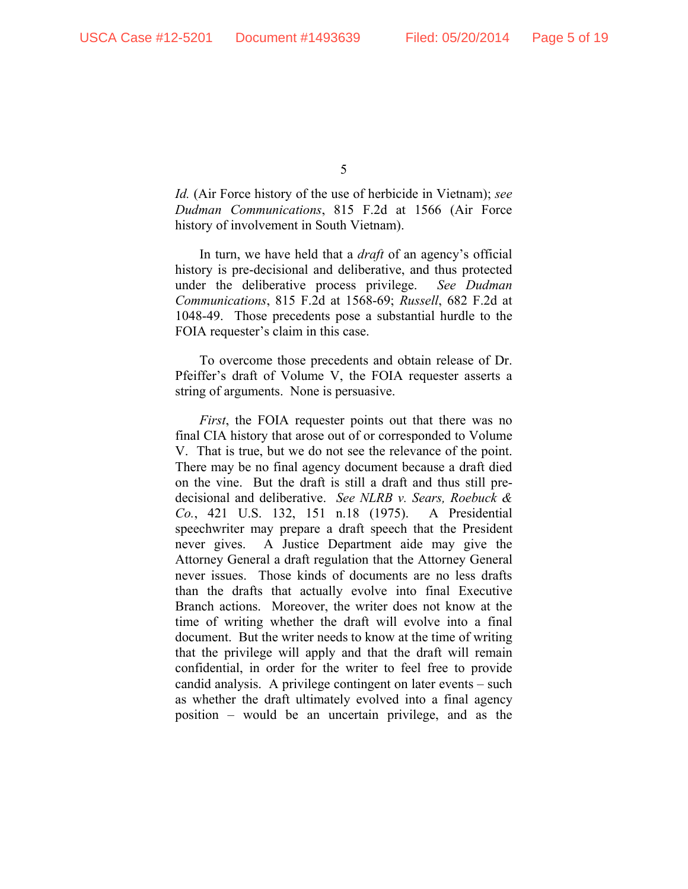*Id.* (Air Force history of the use of herbicide in Vietnam); *see Dudman Communications*, 815 F.2d at 1566 (Air Force history of involvement in South Vietnam).

In turn, we have held that a *draft* of an agency's official history is pre-decisional and deliberative, and thus protected under the deliberative process privilege. *See Dudman Communications*, 815 F.2d at 1568-69; *Russell*, 682 F.2d at 1048-49. Those precedents pose a substantial hurdle to the FOIA requester's claim in this case.

To overcome those precedents and obtain release of Dr. Pfeiffer's draft of Volume V, the FOIA requester asserts a string of arguments. None is persuasive.

*First*, the FOIA requester points out that there was no final CIA history that arose out of or corresponded to Volume V. That is true, but we do not see the relevance of the point. There may be no final agency document because a draft died on the vine. But the draft is still a draft and thus still pre-decisional and deliberative. *See NLRB v. Sears, Roebuck & Co.*, 421 U.S. 132, 151 n.18 (1975). A Presidential speechwriter may prepare a draft speech that the President never gives. A Justice Department aide may give the Attorney General a draft regulation that the Attorney General never issues. Those kinds of documents are no less drafts than the drafts that actually evolve into final Executive Branch actions. Moreover, the writer does not know at the time of writing whether the draft will evolve into a final document. But the writer needs to know at the time of writing that the privilege will apply and that the draft will remain confidential, in order for the writer to feel free to provide candid analysis. A privilege contingent on later events – such as whether the draft ultimately evolved into a final agency position – would be an uncertain privilege, and as the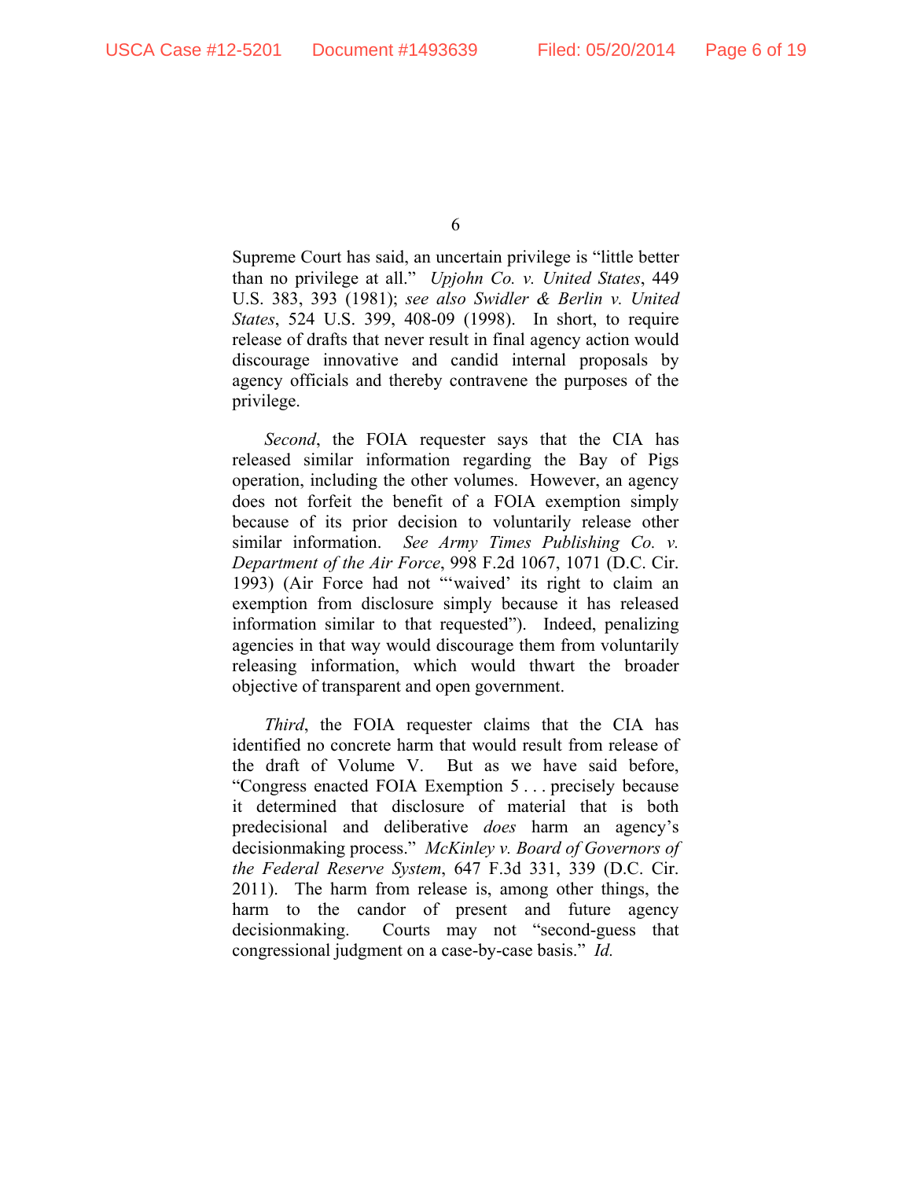Supreme Court has said, an uncertain privilege is "little better than no privilege at all." *Upjohn Co. v. United States*, 449 U.S. 383, 393 (1981); *see also Swidler & Berlin v. United States*, 524 U.S. 399, 408-09 (1998). In short, to require release of drafts that never result in final agency action would discourage innovative and candid internal proposals by agency officials and thereby contravene the purposes of the privilege.

*Second*, the FOIA requester says that the CIA has released similar information regarding the Bay of Pigs operation, including the other volumes. However, an agency does not forfeit the benefit of a FOIA exemption simply because of its prior decision to voluntarily release other similar information. *See Army Times Publishing Co. v. Department of the Air Force*, 998 F.2d 1067, 1071 (D.C. Cir. 1993) (Air Force had not "'waived' its right to claim an exemption from disclosure simply because it has released information similar to that requested"). Indeed, penalizing agencies in that way would discourage them from voluntarily releasing information, which would thwart the broader objective of transparent and open government.

*Third*, the FOIA requester claims that the CIA has identified no concrete harm that would result from release of the draft of Volume V. But as we have said before, "Congress enacted FOIA Exemption 5 . . . precisely because it determined that disclosure of material that is both predecisional and deliberative *does* harm an agency's decisionmaking process." *McKinley v. Board of Governors of the Federal Reserve System*, 647 F.3d 331, 339 (D.C. Cir. 2011). The harm from release is, among other things, the harm to the candor of present and future agency decisionmaking. Courts may not "second-guess that congressional judgment on a case-by-case basis." *Id.*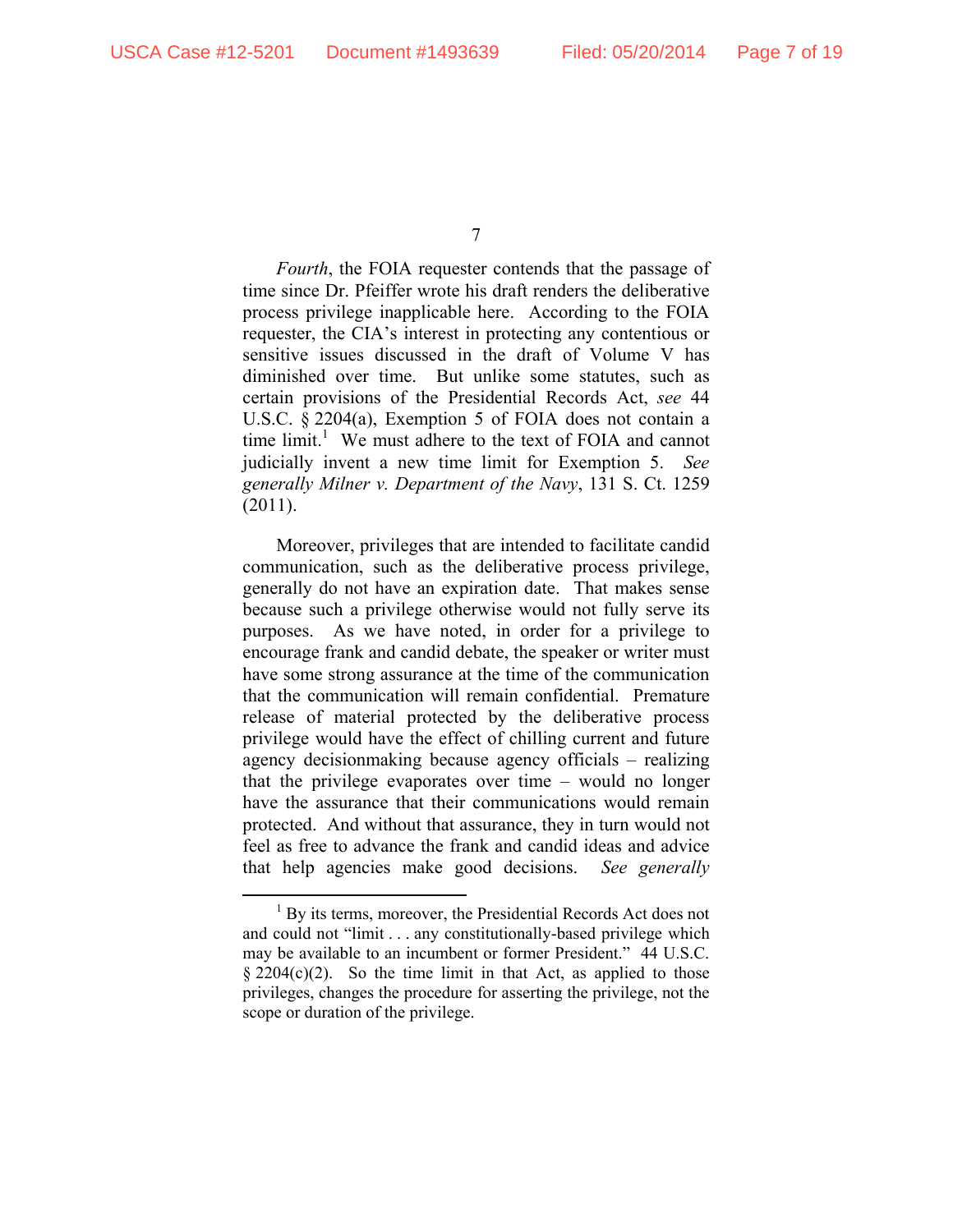*Fourth*, the FOIA requester contends that the passage of time since Dr. Pfeiffer wrote his draft renders the deliberative process privilege inapplicable here. According to the FOIA requester, the CIA's interest in protecting any contentious or sensitive issues discussed in the draft of Volume V has diminished over time. But unlike some statutes, such as certain provisions of the Presidential Records Act, *see* 44 U.S.C. § 2204(a), Exemption 5 of FOIA does not contain a time limit.[1] We must adhere to the text of FOIA and cannot judicially invent a new time limit for Exemption 5. *See generally Milner v. Department of the Navy*, 131 S. Ct. 1259 (2011).

Moreover, privileges that are intended to facilitate candid communication, such as the deliberative process privilege, generally do not have an expiration date. That makes sense because such a privilege otherwise would not fully serve its purposes. As we have noted, in order for a privilege to encourage frank and candid debate, the speaker or writer must have some strong assurance at the time of the communication that the communication will remain confidential. Premature release of material protected by the deliberative process privilege would have the effect of chilling current and future agency decisionmaking because agency officials – realizing that the privilege evaporates over time – would no longer have the assurance that their communications would remain protected. And without that assurance, they in turn would not feel as free to advance the frank and candid ideas and advice that help agencies make good decisions. *See generally*

---

[1] By its terms, moreover, the Presidential Records Act does not and could not "limit . . . any constitutionally-based privilege which may be available to an incumbent or former President." 44 U.S.C. § 2204(c)(2). So the time limit in that Act, as applied to those privileges, changes the procedure for asserting the privilege, not the scope or duration of the privilege.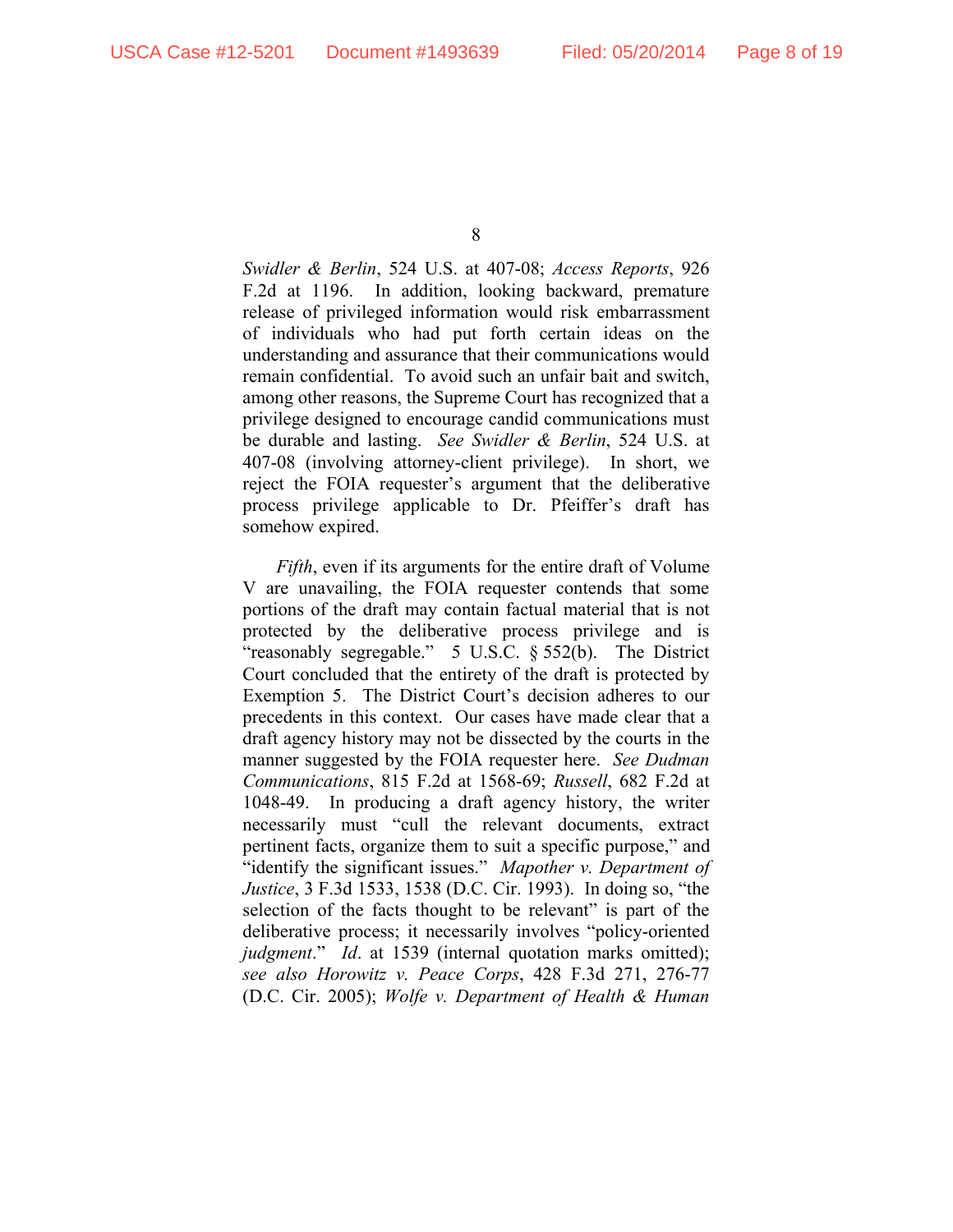*Swidler & Berlin*, 524 U.S. at 407-08; *Access Reports*, 926 F.2d at 1196. In addition, looking backward, premature release of privileged information would risk embarrassment of individuals who had put forth certain ideas on the understanding and assurance that their communications would remain confidential. To avoid such an unfair bait and switch, among other reasons, the Supreme Court has recognized that a privilege designed to encourage candid communications must be durable and lasting. *See Swidler & Berlin*, 524 U.S. at 407-08 (involving attorney-client privilege). In short, we reject the FOIA requester's argument that the deliberative process privilege applicable to Dr. Pfeiffer's draft has somehow expired.

*Fifth*, even if its arguments for the entire draft of Volume V are unavailing, the FOIA requester contends that some portions of the draft may contain factual material that is not protected by the deliberative process privilege and is "reasonably segregable." 5 U.S.C. § 552(b). The District Court concluded that the entirety of the draft is protected by Exemption 5. The District Court's decision adheres to our precedents in this context. Our cases have made clear that a draft agency history may not be dissected by the courts in the manner suggested by the FOIA requester here. *See Dudman Communications*, 815 F.2d at 1568-69; *Russell*, 682 F.2d at 1048-49. In producing a draft agency history, the writer necessarily must "cull the relevant documents, extract pertinent facts, organize them to suit a specific purpose," and "identify the significant issues." *Mapother v. Department of Justice*, 3 F.3d 1533, 1538 (D.C. Cir. 1993). In doing so, "the selection of the facts thought to be relevant" is part of the deliberative process; it necessarily involves "policy-oriented *judgment*." *Id*. at 1539 (internal quotation marks omitted); *see also Horowitz v. Peace Corps*, 428 F.3d 271, 276-77 (D.C. Cir. 2005); *Wolfe v. Department of Health & Human*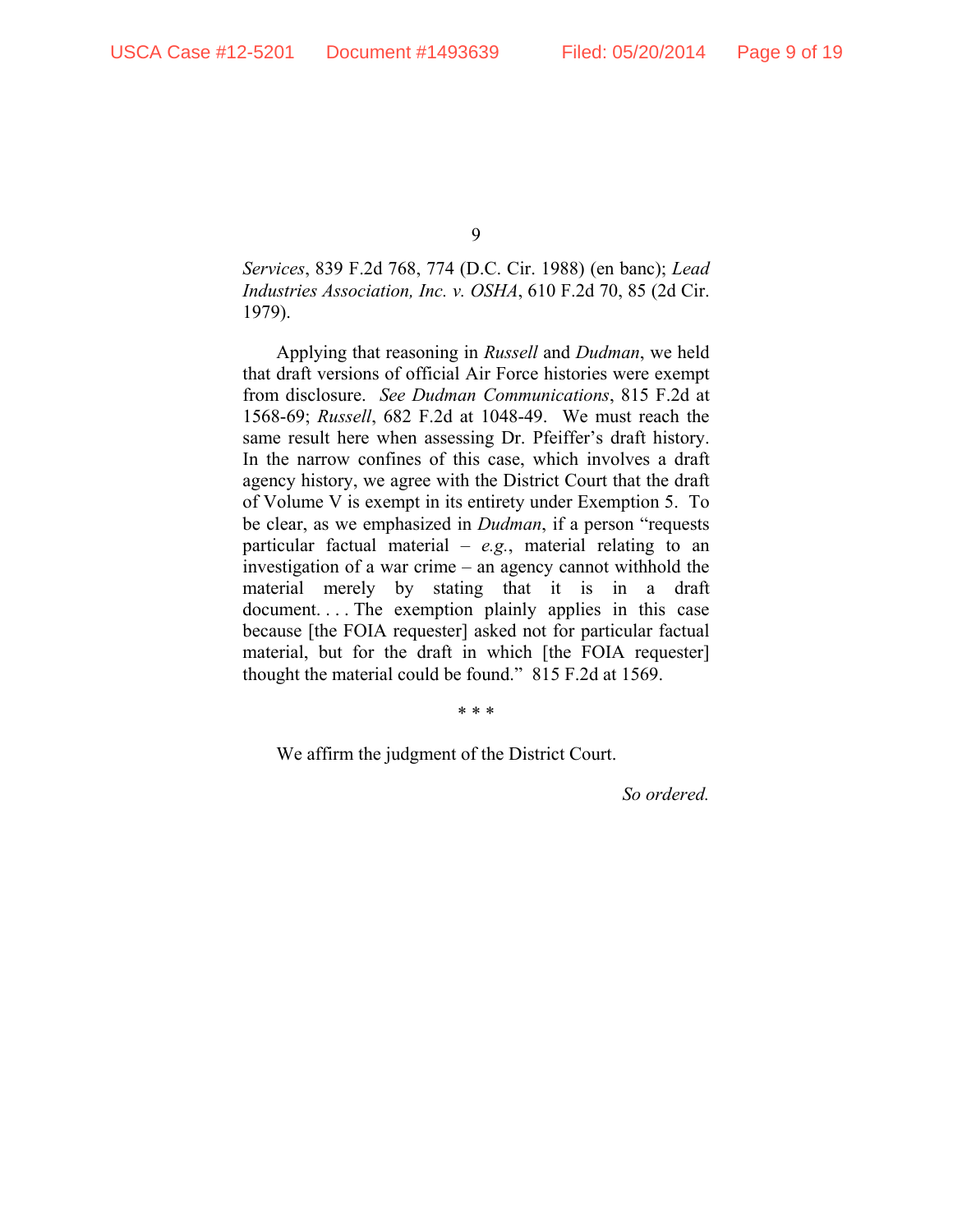*Services*, 839 F.2d 768, 774 (D.C. Cir. 1988) (en banc); *Lead Industries Association, Inc. v. OSHA*, 610 F.2d 70, 85 (2d Cir. 1979).

Applying that reasoning in *Russell* and *Dudman*, we held that draft versions of official Air Force histories were exempt from disclosure. *See Dudman Communications*, 815 F.2d at 1568-69; *Russell*, 682 F.2d at 1048-49. We must reach the same result here when assessing Dr. Pfeiffer's draft history. In the narrow confines of this case, which involves a draft agency history, we agree with the District Court that the draft of Volume V is exempt in its entirety under Exemption 5. To be clear, as we emphasized in *Dudman*, if a person "requests particular factual material – *e.g.*, material relating to an investigation of a war crime – an agency cannot withhold the material merely by stating that it is in a draft document. . . . The exemption plainly applies in this case because [the FOIA requester] asked not for particular factual material, but for the draft in which [the FOIA requester] thought the material could be found." 815 F.2d at 1569.

\* \* \*

We affirm the judgment of the District Court.

*So ordered.*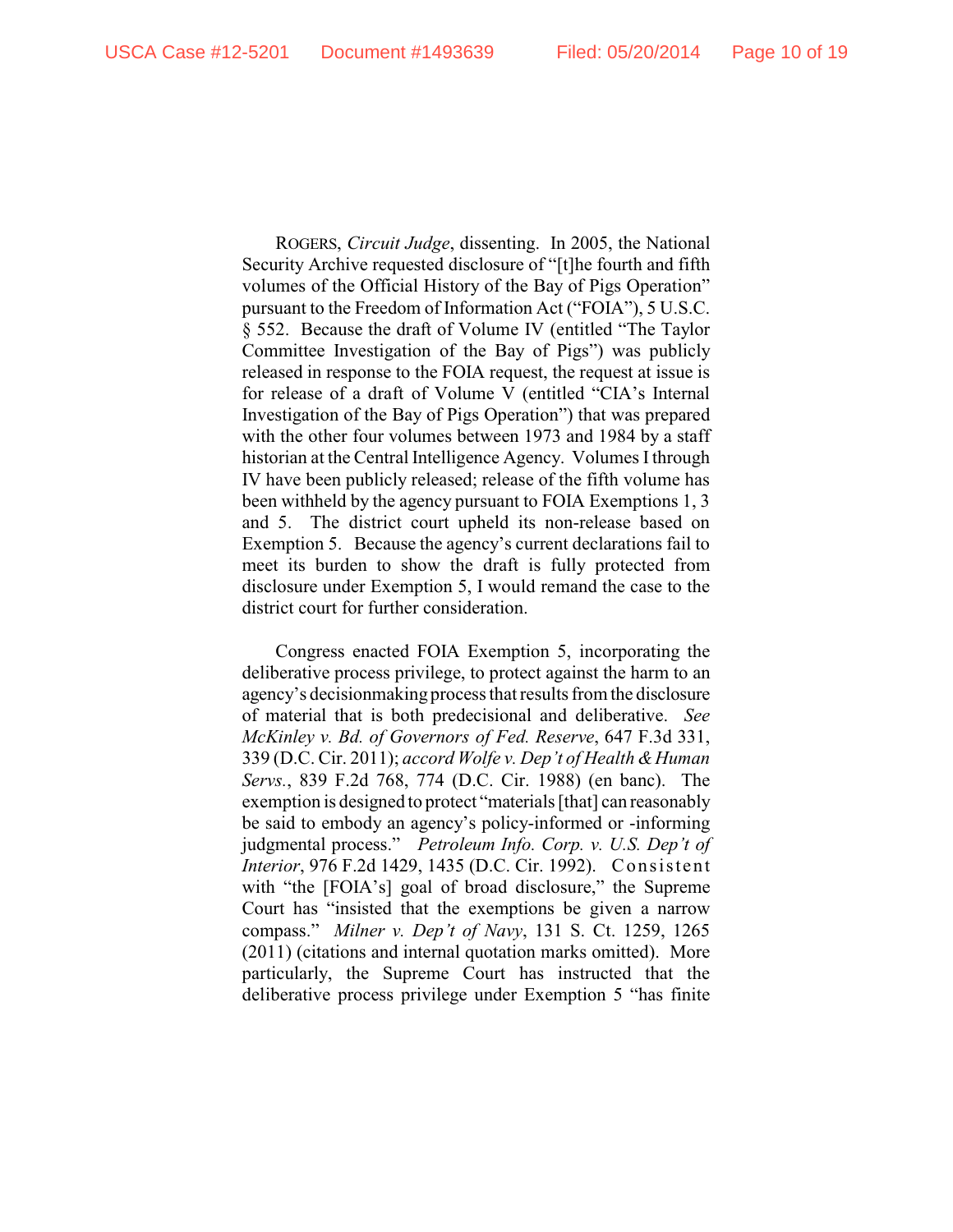ROGERS, *Circuit Judge*, dissenting. In 2005, the National Security Archive requested disclosure of "[t]he fourth and fifth volumes of the Official History of the Bay of Pigs Operation" pursuant to the Freedom of Information Act ("FOIA"), 5 U.S.C. § 552. Because the draft of Volume IV (entitled "The Taylor Committee Investigation of the Bay of Pigs") was publicly released in response to the FOIA request, the request at issue is for release of a draft of Volume V (entitled "CIA's Internal Investigation of the Bay of Pigs Operation") that was prepared with the other four volumes between 1973 and 1984 by a staff historian at the Central Intelligence Agency. Volumes I through IV have been publicly released; release of the fifth volume has been withheld by the agency pursuant to FOIA Exemptions 1, 3 and 5. The district court upheld its non-release based on Exemption 5. Because the agency's current declarations fail to meet its burden to show the draft is fully protected from disclosure under Exemption 5, I would remand the case to the district court for further consideration.

Congress enacted FOIA Exemption 5, incorporating the deliberative process privilege, to protect against the harm to an agency's decisionmaking process that results from the disclosure of material that is both predecisional and deliberative. *See McKinley v. Bd. of Governors of Fed. Reserve*, 647 F.3d 331, 339 (D.C. Cir. 2011); *accord Wolfe v. Dep't of Health & Human Servs.*, 839 F.2d 768, 774 (D.C. Cir. 1988) (en banc). The exemption is designed to protect "materials [that] can reasonably be said to embody an agency's policy-informed or -informing judgmental process." *Petroleum Info. Corp. v. U.S. Dep't of Interior*, 976 F.2d 1429, 1435 (D.C. Cir. 1992). Consistent with "the [FOIA's] goal of broad disclosure," the Supreme Court has "insisted that the exemptions be given a narrow compass." *Milner v. Dep't of Navy*, 131 S. Ct. 1259, 1265 (2011) (citations and internal quotation marks omitted). More particularly, the Supreme Court has instructed that the deliberative process privilege under Exemption 5 "has finite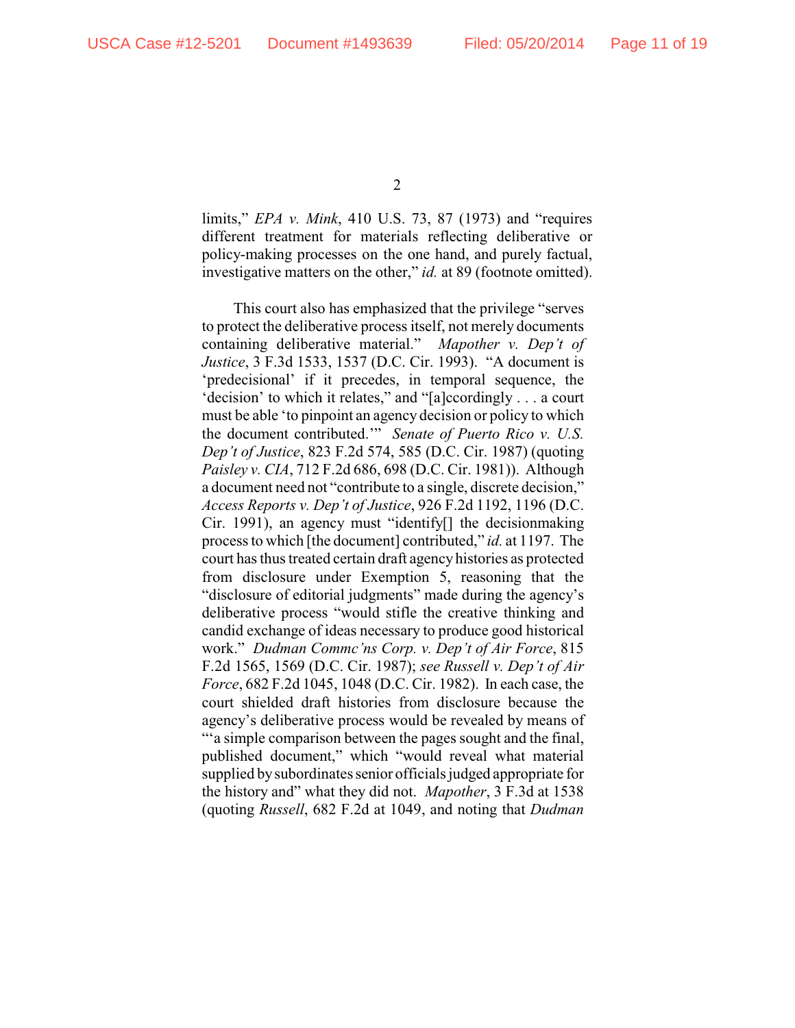limits," *EPA v. Mink*, 410 U.S. 73, 87 (1973) and "requires different treatment for materials reflecting deliberative or policy-making processes on the one hand, and purely factual, investigative matters on the other," *id.* at 89 (footnote omitted).

This court also has emphasized that the privilege "serves to protect the deliberative process itself, not merely documents containing deliberative material." *Mapother v. Dep't of Justice*, 3 F.3d 1533, 1537 (D.C. Cir. 1993). "A document is 'predecisional' if it precedes, in temporal sequence, the 'decision' to which it relates," and "[a]ccordingly . . . a court must be able 'to pinpoint an agency decision or policy to which the document contributed.'" *Senate of Puerto Rico v. U.S. Dep't of Justice*, 823 F.2d 574, 585 (D.C. Cir. 1987) (quoting *Paisley v. CIA*, 712 F.2d 686, 698 (D.C. Cir. 1981)). Although a document need not "contribute to a single, discrete decision," *Access Reports v. Dep't of Justice*, 926 F.2d 1192, 1196 (D.C. Cir. 1991), an agency must "identify[] the decisionmaking process to which [the document] contributed," *id.* at 1197. The court has thus treated certain draft agency histories as protected from disclosure under Exemption 5, reasoning that the "disclosure of editorial judgments" made during the agency's deliberative process "would stifle the creative thinking and candid exchange of ideas necessary to produce good historical work." *Dudman Commc'ns Corp. v. Dep't of Air Force*, 815 F.2d 1565, 1569 (D.C. Cir. 1987); *see Russell v. Dep't of Air Force*, 682 F.2d 1045, 1048 (D.C. Cir. 1982). In each case, the court shielded draft histories from disclosure because the agency's deliberative process would be revealed by means of "'a simple comparison between the pages sought and the final, published document," which "would reveal what material supplied by subordinates senior officials judged appropriate for the history and" what they did not. *Mapother*, 3 F.3d at 1538 (quoting *Russell*, 682 F.2d at 1049, and noting that *Dudman*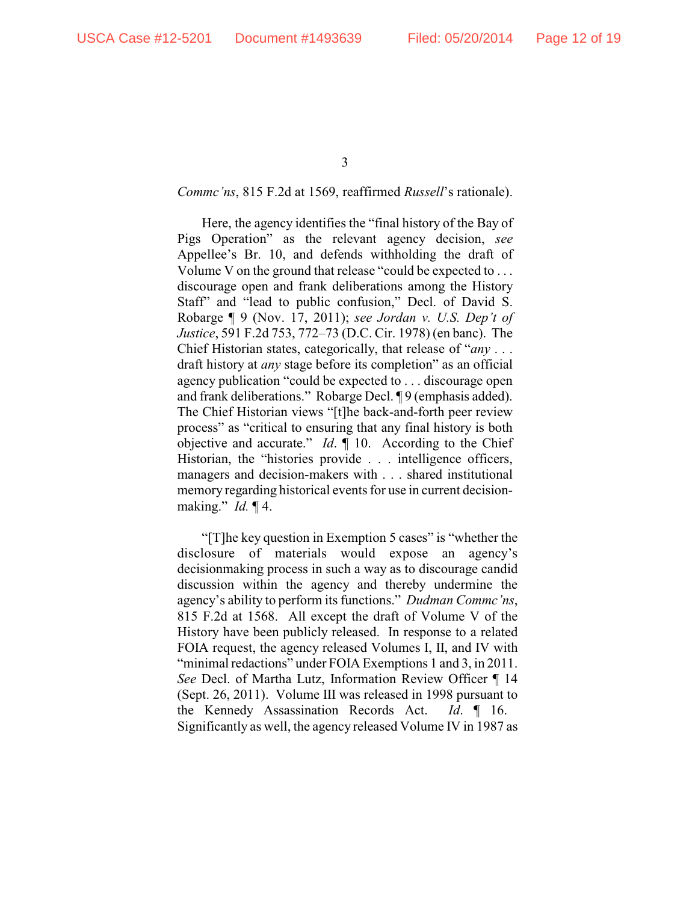*Commc'ns*, 815 F.2d at 1569, reaffirmed *Russell*'s rationale).

Here, the agency identifies the "final history of the Bay of Pigs Operation" as the relevant agency decision, *see* Appellee's Br. 10, and defends withholding the draft of Volume V on the ground that release "could be expected to . . . discourage open and frank deliberations among the History Staff" and "lead to public confusion," Decl. of David S. Robarge ¶ 9 (Nov. 17, 2011); *see Jordan v. U.S. Dep't of Justice*, 591 F.2d 753, 772–73 (D.C. Cir. 1978) (en banc). The Chief Historian states, categorically, that release of "*any* . . . draft history at *any* stage before its completion" as an official agency publication "could be expected to . . . discourage open and frank deliberations." Robarge Decl. ¶ 9 (emphasis added). The Chief Historian views "[t]he back-and-forth peer review process" as "critical to ensuring that any final history is both objective and accurate." *Id*. ¶ 10. According to the Chief Historian, the "histories provide . . . intelligence officers, managers and decision-makers with . . . shared institutional memory regarding historical events for use in current decision-making." *Id.* ¶ 4.

"[T]he key question in Exemption 5 cases" is "whether the disclosure of materials would expose an agency's decisionmaking process in such a way as to discourage candid discussion within the agency and thereby undermine the agency's ability to perform its functions." *Dudman Commc'ns*, 815 F.2d at 1568. All except the draft of Volume V of the History have been publicly released. In response to a related FOIA request, the agency released Volumes I, II, and IV with "minimal redactions" under FOIA Exemptions 1 and 3, in 2011. *See* Decl. of Martha Lutz, Information Review Officer ¶ 14 (Sept. 26, 2011). Volume III was released in 1998 pursuant to the Kennedy Assassination Records Act. *Id*. ¶ 16. Significantly as well, the agency released Volume IV in 1987 as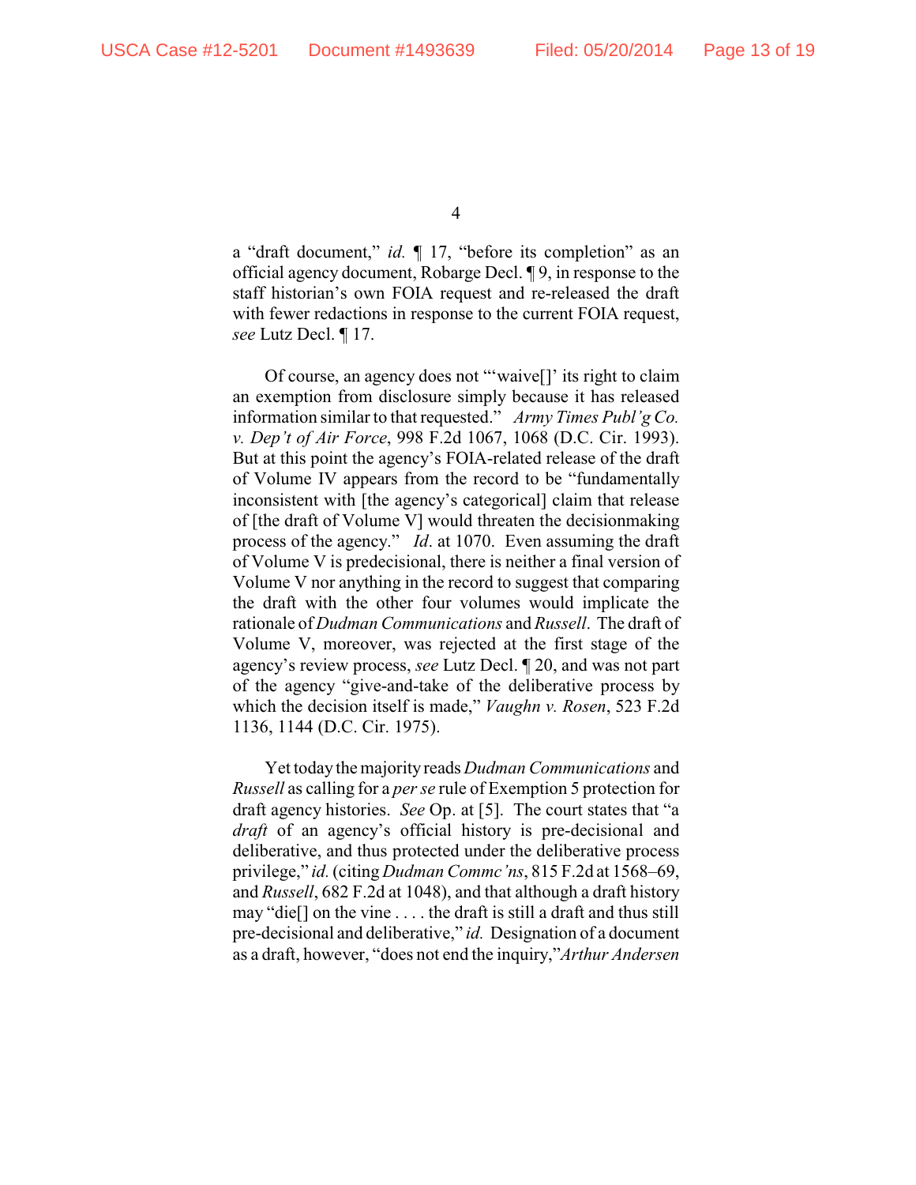a "draft document," *id.* ¶ 17, "before its completion" as an official agency document, Robarge Decl. ¶ 9, in response to the staff historian's own FOIA request and re-released the draft with fewer redactions in response to the current FOIA request, *see* Lutz Decl. ¶ 17.

Of course, an agency does not "'waive[]' its right to claim an exemption from disclosure simply because it has released information similar to that requested." *Army Times Publ'g Co. v. Dep't of Air Force*, 998 F.2d 1067, 1068 (D.C. Cir. 1993). But at this point the agency's FOIA-related release of the draft of Volume IV appears from the record to be "fundamentally inconsistent with [the agency's categorical] claim that release of [the draft of Volume V] would threaten the decisionmaking process of the agency." *Id*. at 1070. Even assuming the draft of Volume V is predecisional, there is neither a final version of Volume V nor anything in the record to suggest that comparing the draft with the other four volumes would implicate the rationale of *Dudman Communications* and *Russell*. The draft of Volume V, moreover, was rejected at the first stage of the agency's review process, *see* Lutz Decl. ¶ 20, and was not part of the agency "give-and-take of the deliberative process by which the decision itself is made," *Vaughn v. Rosen*, 523 F.2d 1136, 1144 (D.C. Cir. 1975).

Yet today the majority reads *Dudman Communications* and *Russell* as calling for a *per se* rule of Exemption 5 protection for draft agency histories. *See* Op. at [5]. The court states that "a *draft* of an agency's official history is pre-decisional and deliberative, and thus protected under the deliberative process privilege," *id.* (citing *Dudman Commc'ns*, 815 F.2d at 1568–69, and *Russell*, 682 F.2d at 1048), and that although a draft history may "die[] on the vine . . . . the draft is still a draft and thus still pre-decisional and deliberative," *id.* Designation of a document as a draft, however, "does not end the inquiry," *Arthur Andersen*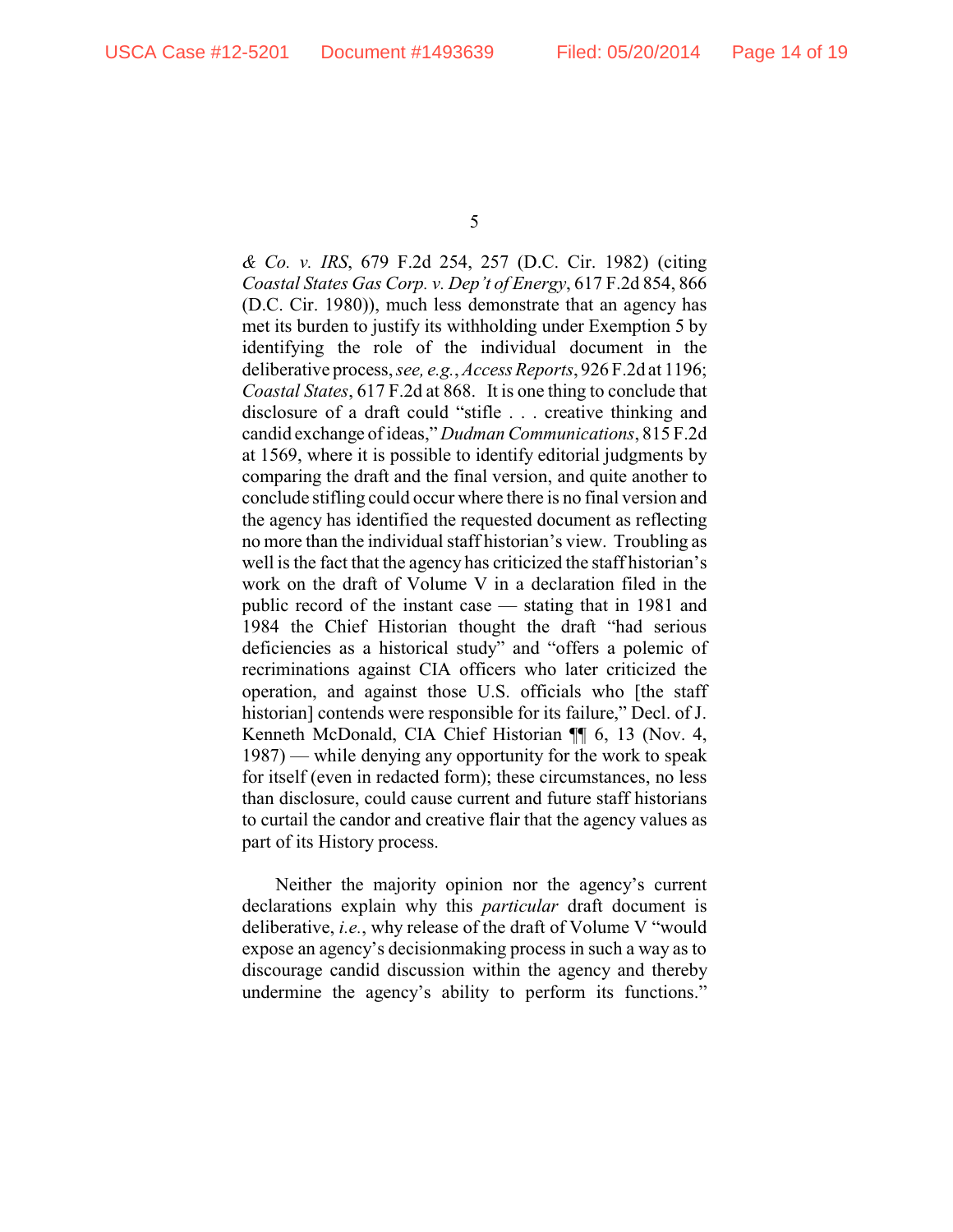*& Co. v. IRS*, 679 F.2d 254, 257 (D.C. Cir. 1982) (citing *Coastal States Gas Corp. v. Dep't of Energy*, 617 F.2d 854, 866 (D.C. Cir. 1980)), much less demonstrate that an agency has met its burden to justify its withholding under Exemption 5 by identifying the role of the individual document in the deliberative process, *see, e.g.*, *Access Reports*, 926 F.2d at 1196; *Coastal States*, 617 F.2d at 868. It is one thing to conclude that disclosure of a draft could "stifle . . . creative thinking and candid exchange of ideas," *Dudman Communications*, 815 F.2d at 1569, where it is possible to identify editorial judgments by comparing the draft and the final version, and quite another to conclude stifling could occur where there is no final version and the agency has identified the requested document as reflecting no more than the individual staff historian's view. Troubling as well is the fact that the agency has criticized the staff historian's work on the draft of Volume V in a declaration filed in the public record of the instant case — stating that in 1981 and 1984 the Chief Historian thought the draft "had serious deficiencies as a historical study" and "offers a polemic of recriminations against CIA officers who later criticized the operation, and against those U.S. officials who [the staff historian] contends were responsible for its failure," Decl. of J. Kenneth McDonald, CIA Chief Historian ¶¶ 6, 13 (Nov. 4, 1987) — while denying any opportunity for the work to speak for itself (even in redacted form); these circumstances, no less than disclosure, could cause current and future staff historians to curtail the candor and creative flair that the agency values as part of its History process.

Neither the majority opinion nor the agency's current declarations explain why this *particular* draft document is deliberative, *i.e.*, why release of the draft of Volume V "would expose an agency's decisionmaking process in such a way as to discourage candid discussion within the agency and thereby undermine the agency's ability to perform its functions."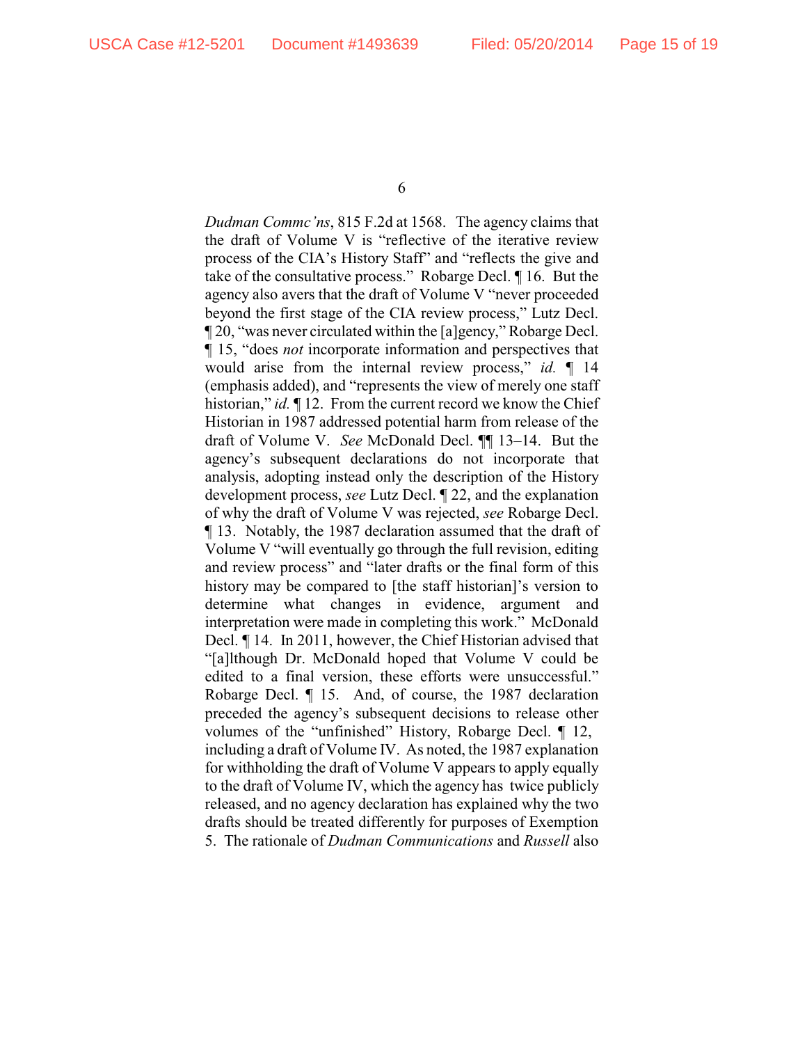*Dudman Commc'ns*, 815 F.2d at 1568. The agency claims that the draft of Volume V is "reflective of the iterative review process of the CIA's History Staff" and "reflects the give and take of the consultative process." Robarge Decl. ¶ 16. But the agency also avers that the draft of Volume V "never proceeded beyond the first stage of the CIA review process," Lutz Decl. ¶ 20, "was never circulated within the [a]gency," Robarge Decl. ¶ 15, "does *not* incorporate information and perspectives that would arise from the internal review process," *id.* ¶ 14 (emphasis added), and "represents the view of merely one staff historian," *id.* ¶ 12. From the current record we know the Chief Historian in 1987 addressed potential harm from release of the draft of Volume V. *See* McDonald Decl. ¶¶ 13–14. But the agency's subsequent declarations do not incorporate that analysis, adopting instead only the description of the History development process, *see* Lutz Decl. ¶ 22, and the explanation of why the draft of Volume V was rejected, *see* Robarge Decl. ¶ 13. Notably, the 1987 declaration assumed that the draft of Volume V "will eventually go through the full revision, editing and review process" and "later drafts or the final form of this history may be compared to [the staff historian]'s version to determine what changes in evidence, argument and interpretation were made in completing this work." McDonald Decl. ¶ 14. In 2011, however, the Chief Historian advised that "[a]lthough Dr. McDonald hoped that Volume V could be edited to a final version, these efforts were unsuccessful." Robarge Decl. ¶ 15. And, of course, the 1987 declaration preceded the agency's subsequent decisions to release other volumes of the "unfinished" History, Robarge Decl. ¶ 12, including a draft of Volume IV. As noted, the 1987 explanation for withholding the draft of Volume V appears to apply equally to the draft of Volume IV, which the agency has twice publicly released, and no agency declaration has explained why the two drafts should be treated differently for purposes of Exemption 5. The rationale of *Dudman Communications* and *Russell* also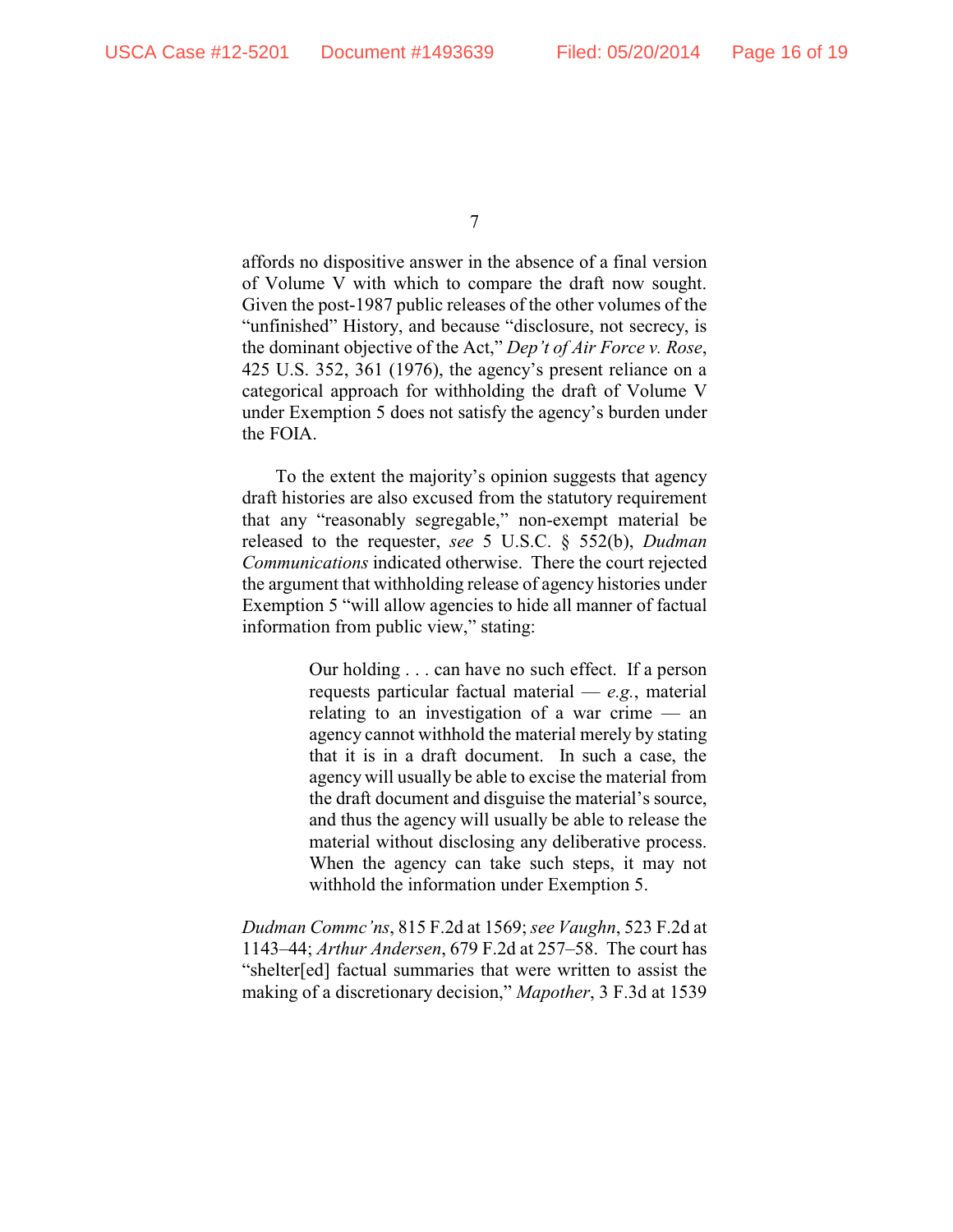affords no dispositive answer in the absence of a final version of Volume V with which to compare the draft now sought. Given the post-1987 public releases of the other volumes of the "unfinished" History, and because "disclosure, not secrecy, is the dominant objective of the Act," *Dep't of Air Force v. Rose*, 425 U.S. 352, 361 (1976), the agency's present reliance on a categorical approach for withholding the draft of Volume V under Exemption 5 does not satisfy the agency's burden under the FOIA.

To the extent the majority's opinion suggests that agency draft histories are also excused from the statutory requirement that any "reasonably segregable," non-exempt material be released to the requester, *see* 5 U.S.C. § 552(b), *Dudman Communications* indicated otherwise. There the court rejected the argument that withholding release of agency histories under Exemption 5 "will allow agencies to hide all manner of factual information from public view," stating:

> Our holding . . . can have no such effect. If a person requests particular factual material — *e.g.*, material relating to an investigation of a war crime — an agency cannot withhold the material merely by stating that it is in a draft document. In such a case, the agency will usually be able to excise the material from the draft document and disguise the material's source, and thus the agency will usually be able to release the material without disclosing any deliberative process. When the agency can take such steps, it may not withhold the information under Exemption 5.

*Dudman Commc'ns*, 815 F.2d at 1569; *see Vaughn*, 523 F.2d at 1143–44; *Arthur Andersen*, 679 F.2d at 257–58. The court has "shelter[ed] factual summaries that were written to assist the making of a discretionary decision," *Mapother*, 3 F.3d at 1539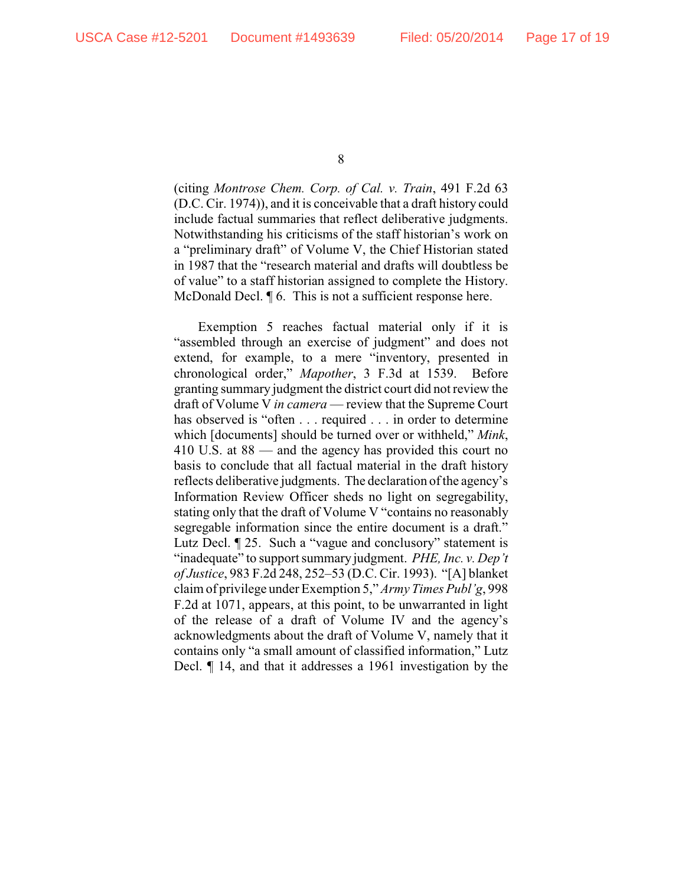(citing *Montrose Chem. Corp. of Cal. v. Train*, 491 F.2d 63 (D.C. Cir. 1974)), and it is conceivable that a draft history could include factual summaries that reflect deliberative judgments. Notwithstanding his criticisms of the staff historian's work on a "preliminary draft" of Volume V, the Chief Historian stated in 1987 that the "research material and drafts will doubtless be of value" to a staff historian assigned to complete the History. McDonald Decl. ¶ 6. This is not a sufficient response here.

Exemption 5 reaches factual material only if it is "assembled through an exercise of judgment" and does not extend, for example, to a mere "inventory, presented in chronological order," *Mapother*, 3 F.3d at 1539. Before granting summary judgment the district court did not review the draft of Volume V *in camera* — review that the Supreme Court has observed is "often . . . required . . . in order to determine which [documents] should be turned over or withheld," *Mink*, 410 U.S. at 88 — and the agency has provided this court no basis to conclude that all factual material in the draft history reflects deliberative judgments. The declaration of the agency's Information Review Officer sheds no light on segregability, stating only that the draft of Volume V "contains no reasonably segregable information since the entire document is a draft." Lutz Decl. ¶ 25. Such a "vague and conclusory" statement is "inadequate" to support summary judgment. *PHE, Inc. v. Dep't of Justice*, 983 F.2d 248, 252–53 (D.C. Cir. 1993). "[A] blanket claim of privilege under Exemption 5," *Army Times Publ'g*, 998 F.2d at 1071, appears, at this point, to be unwarranted in light of the release of a draft of Volume IV and the agency's acknowledgments about the draft of Volume V, namely that it contains only "a small amount of classified information," Lutz Decl. ¶ 14, and that it addresses a 1961 investigation by the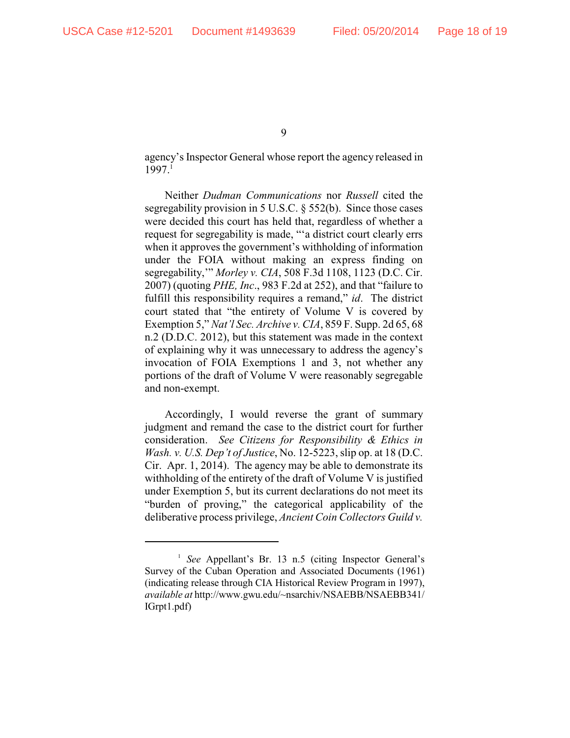agency's Inspector General whose report the agency released in 1997.[1]

Neither *Dudman Communications* nor *Russell* cited the segregability provision in 5 U.S.C. § 552(b). Since those cases were decided this court has held that, regardless of whether a request for segregability is made, "'a district court clearly errs when it approves the government's withholding of information under the FOIA without making an express finding on segregability,'" *Morley v. CIA*, 508 F.3d 1108, 1123 (D.C. Cir. 2007) (quoting *PHE, Inc*., 983 F.2d at 252), and that "failure to fulfill this responsibility requires a remand," *id*. The district court stated that "the entirety of Volume V is covered by Exemption 5," *Nat'l Sec. Archive v. CIA*, 859 F. Supp. 2d 65, 68 n.2 (D.D.C. 2012), but this statement was made in the context of explaining why it was unnecessary to address the agency's invocation of FOIA Exemptions 1 and 3, not whether any portions of the draft of Volume V were reasonably segregable and non-exempt.

Accordingly, I would reverse the grant of summary judgment and remand the case to the district court for further consideration. *See Citizens for Responsibility & Ethics in Wash. v. U.S. Dep't of Justice*, No. 12-5223, slip op. at 18 (D.C. Cir. Apr. 1, 2014). The agency may be able to demonstrate its withholding of the entirety of the draft of Volume V is justified under Exemption 5, but its current declarations do not meet its "burden of proving," the categorical applicability of the deliberative process privilege, *Ancient Coin Collectors Guild v.*

---

[1] *See* Appellant's Br. 13 n.5 (citing Inspector General's Survey of the Cuban Operation and Associated Documents (1961) (indicating release through CIA Historical Review Program in 1997), *available at* http://www.gwu.edu/~nsarchiv/NSAEBB/NSAEBB341/IGrpt1.pdf)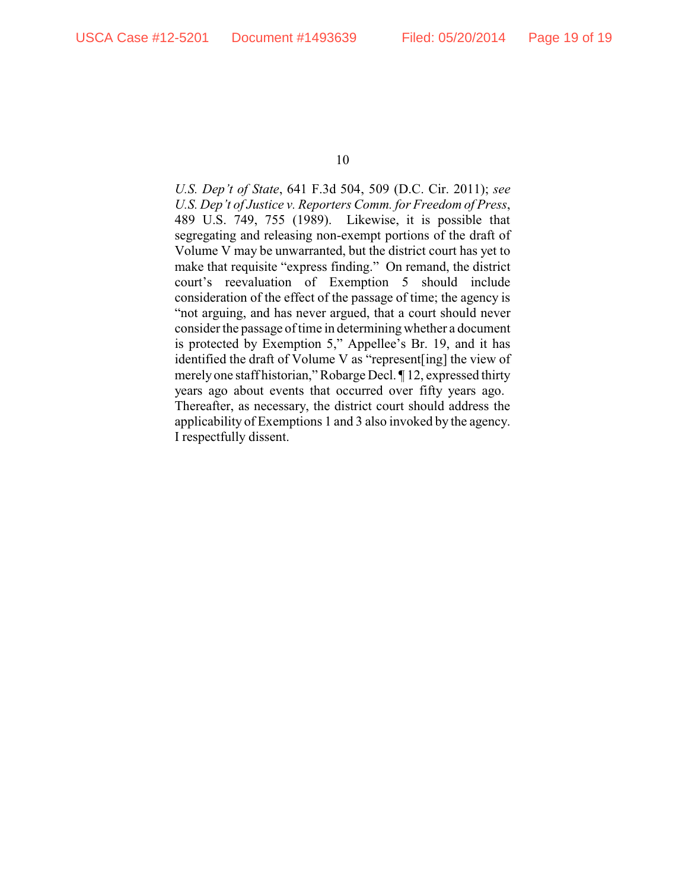*U.S. Dep't of State*, 641 F.3d 504, 509 (D.C. Cir. 2011); *see U.S. Dep't of Justice v. Reporters Comm. for Freedom of Press*, 489 U.S. 749, 755 (1989). Likewise, it is possible that segregating and releasing non-exempt portions of the draft of Volume V may be unwarranted, but the district court has yet to make that requisite "express finding." On remand, the district court's reevaluation of Exemption 5 should include consideration of the effect of the passage of time; the agency is "not arguing, and has never argued, that a court should never consider the passage of time in determining whether a document is protected by Exemption 5," Appellee's Br. 19, and it has identified the draft of Volume V as "represent[ing] the view of merely one staff historian," Robarge Decl. ¶ 12, expressed thirty years ago about events that occurred over fifty years ago. Thereafter, as necessary, the district court should address the applicability of Exemptions 1 and 3 also invoked by the agency. I respectfully dissent.